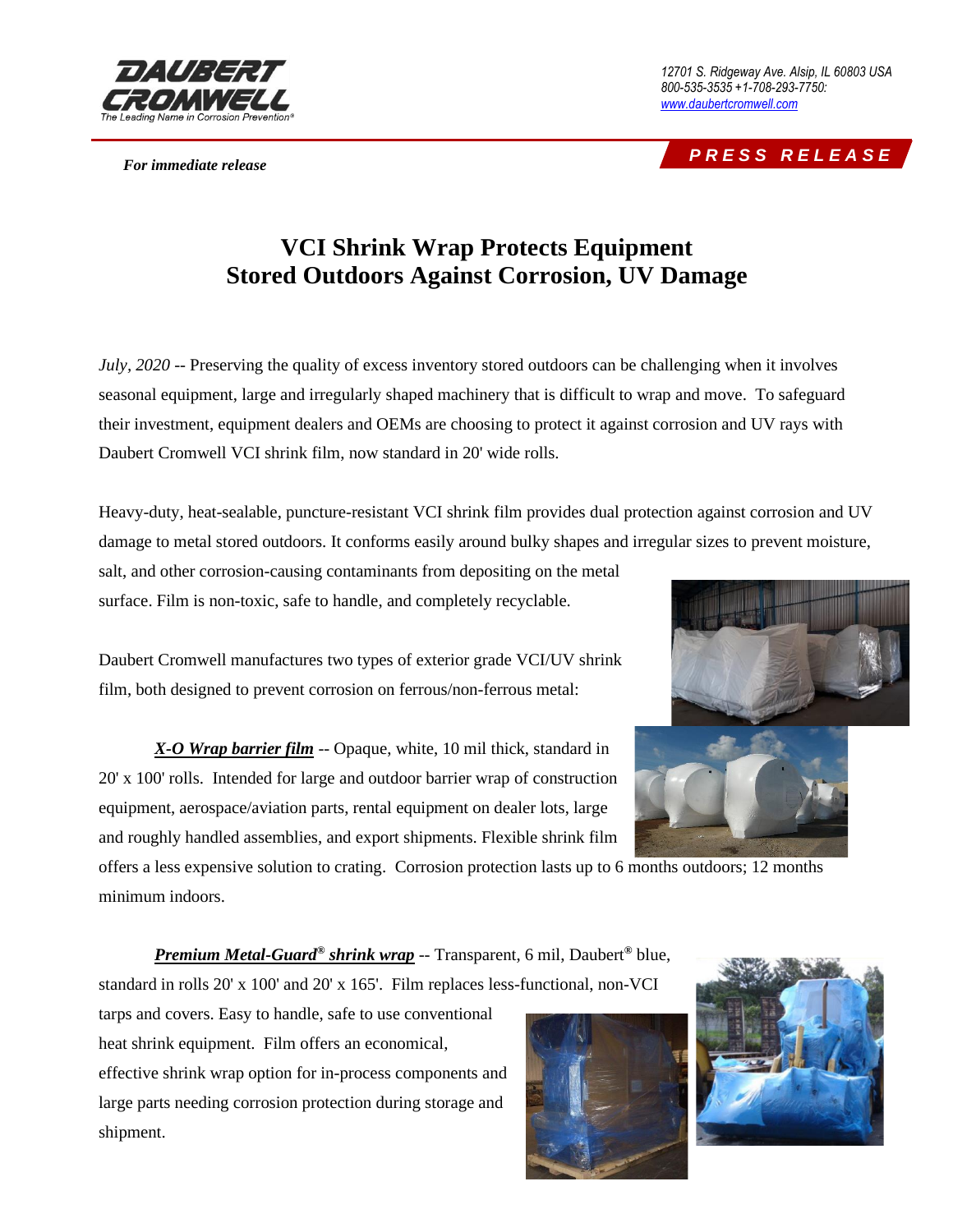DAUBERT CROMWELL
The Leading Name in Corrosion Prevention®

12701 S. Ridgeway Ave. Alsip, IL 60803 USA
800-535-3535 +1-708-293-7750:
www.daubertcromwell.com

**PRESS RELEASE**

***For immediate release***

# VCI Shrink Wrap Protects Equipment Stored Outdoors Against Corrosion, UV Damage

*July, 2020* -- Preserving the quality of excess inventory stored outdoors can be challenging when it involves seasonal equipment, large and irregularly shaped machinery that is difficult to wrap and move. To safeguard their investment, equipment dealers and OEMs are choosing to protect it against corrosion and UV rays with Daubert Cromwell VCI shrink film, now standard in 20' wide rolls.

Heavy-duty, heat-sealable, puncture-resistant VCI shrink film provides dual protection against corrosion and UV damage to metal stored outdoors. It conforms easily around bulky shapes and irregular sizes to prevent moisture, salt, and other corrosion-causing contaminants from depositing on the metal surface. Film is non-toxic, safe to handle, and completely recyclable.

Daubert Cromwell manufactures two types of exterior grade VCI/UV shrink film, both designed to prevent corrosion on ferrous/non-ferrous metal:

***X-O Wrap barrier film*** -- Opaque, white, 10 mil thick, standard in 20' x 100' rolls. Intended for large and outdoor barrier wrap of construction equipment, aerospace/aviation parts, rental equipment on dealer lots, large and roughly handled assemblies, and export shipments. Flexible shrink film offers a less expensive solution to crating. Corrosion protection lasts up to 6 months outdoors; 12 months minimum indoors.

***Premium Metal-Guard® shrink wrap*** -- Transparent, 6 mil, Daubert® blue, standard in rolls 20' x 100' and 20' x 165'. Film replaces less-functional, non-VCI tarps and covers. Easy to handle, safe to use conventional heat shrink equipment. Film offers an economical, effective shrink wrap option for in-process components and large parts needing corrosion protection during storage and shipment.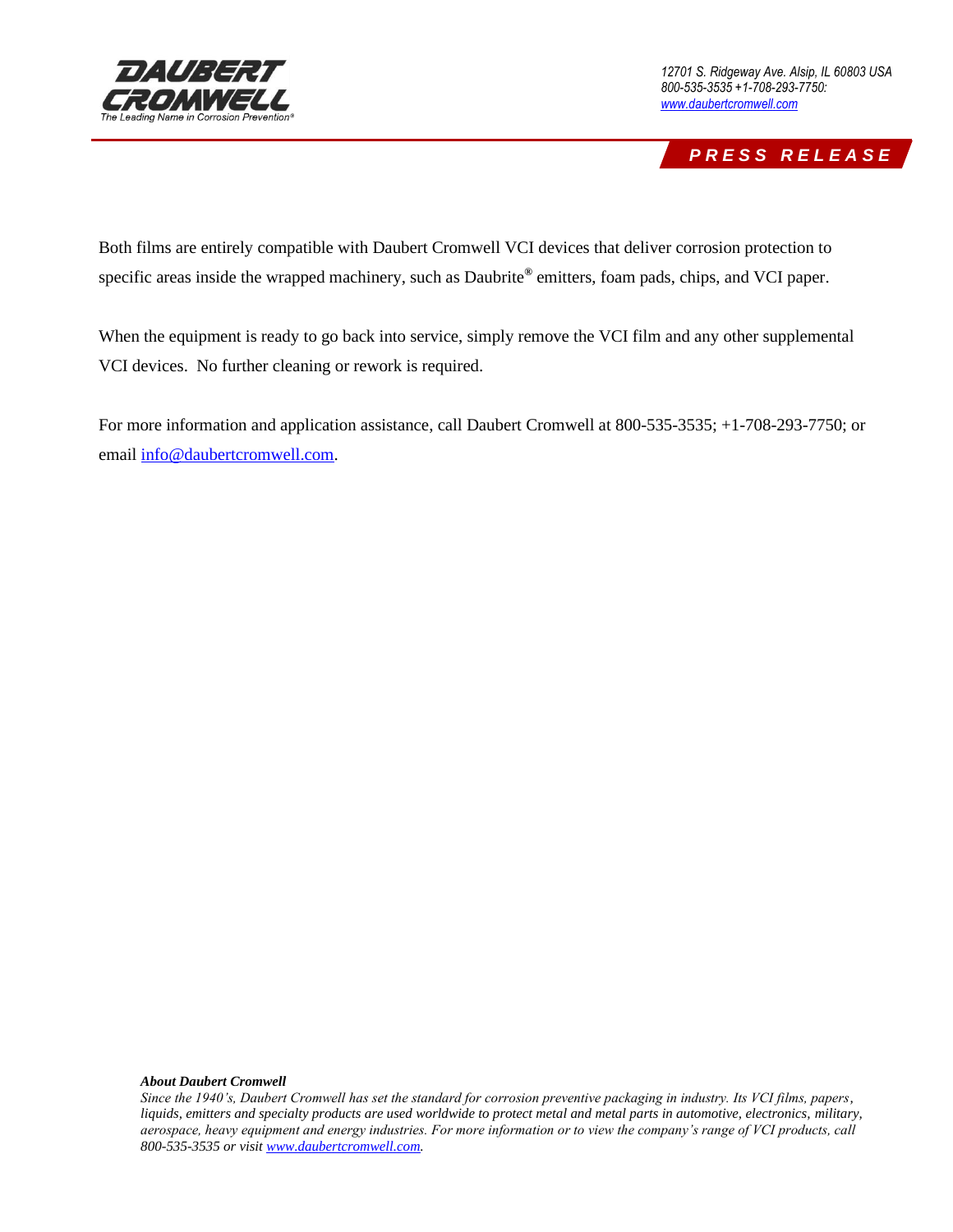Both films are entirely compatible with Daubert Cromwell VCI devices that deliver corrosion protection to specific areas inside the wrapped machinery, such as Daubrite® emitters, foam pads, chips, and VCI paper.

When the equipment is ready to go back into service, simply remove the VCI film and any other supplemental VCI devices. No further cleaning or rework is required.

For more information and application assistance, call Daubert Cromwell at 800-535-3535; +1-708-293-7750; or email info@daubertcromwell.com.

***About Daubert Cromwell***

*Since the 1940's, Daubert Cromwell has set the standard for corrosion preventive packaging in industry. Its VCI films, papers, liquids, emitters and specialty products are used worldwide to protect metal and metal parts in automotive, electronics, military, aerospace, heavy equipment and energy industries. For more information or to view the company's range of VCI products, call 800-535-3535 or visit www.daubertcromwell.com.*